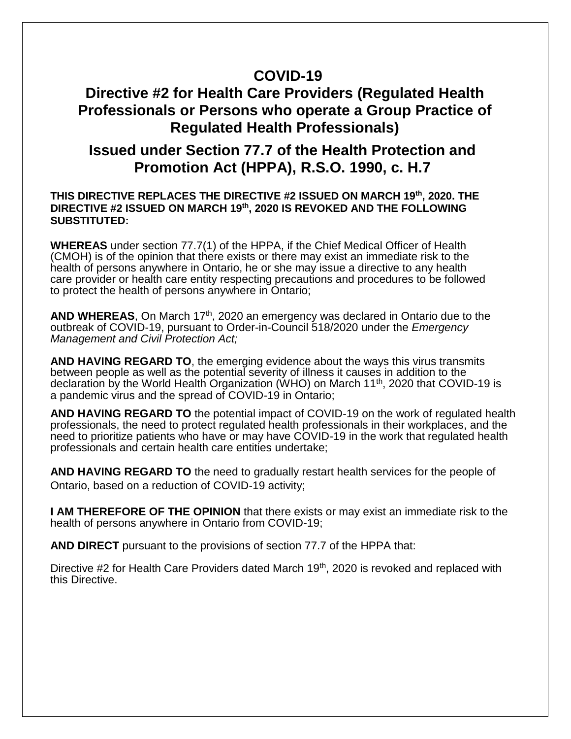# COVID-19

## Directive #2 for Health Care Providers (Regulated Health Professionals or Persons who operate a Group Practice of Regulated Health Professionals)

## Issued under Section 77.7 of the Health Protection and Promotion Act (HPPA), R.S.O. 1990, c. H.7

**THIS DIRECTIVE REPLACES THE DIRECTIVE #2 ISSUED ON MARCH 19th, 2020. THE DIRECTIVE #2 ISSUED ON MARCH 19th, 2020 IS REVOKED AND THE FOLLOWING SUBSTITUTED:**

**WHEREAS** under section 77.7(1) of the HPPA, if the Chief Medical Officer of Health (CMOH) is of the opinion that there exists or there may exist an immediate risk to the health of persons anywhere in Ontario, he or she may issue a directive to any health care provider or health care entity respecting precautions and procedures to be followed to protect the health of persons anywhere in Ontario;

**AND WHEREAS**, On March 17th, 2020 an emergency was declared in Ontario due to the outbreak of COVID-19, pursuant to Order-in-Council 518/2020 under the *Emergency Management and Civil Protection Act;*

**AND HAVING REGARD TO**, the emerging evidence about the ways this virus transmits between people as well as the potential severity of illness it causes in addition to the declaration by the World Health Organization (WHO) on March 11th, 2020 that COVID-19 is a pandemic virus and the spread of COVID-19 in Ontario;

**AND HAVING REGARD TO** the potential impact of COVID-19 on the work of regulated health professionals, the need to protect regulated health professionals in their workplaces, and the need to prioritize patients who have or may have COVID-19 in the work that regulated health professionals and certain health care entities undertake;

**AND HAVING REGARD TO** the need to gradually restart health services for the people of Ontario, based on a reduction of COVID-19 activity;

**I AM THEREFORE OF THE OPINION** that there exists or may exist an immediate risk to the health of persons anywhere in Ontario from COVID-19;

**AND DIRECT** pursuant to the provisions of section 77.7 of the HPPA that:

Directive #2 for Health Care Providers dated March 19th, 2020 is revoked and replaced with this Directive.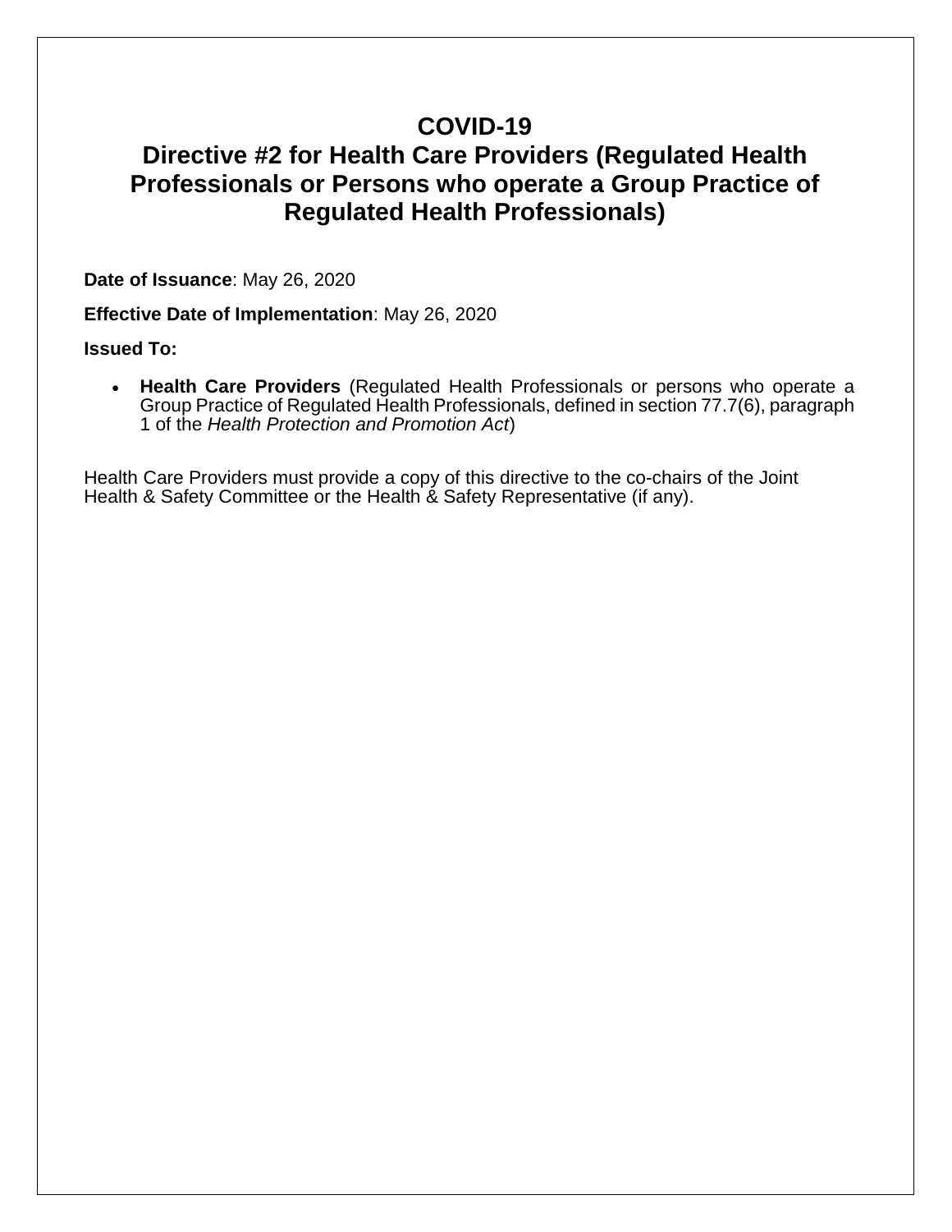# COVID-19

## Directive #2 for Health Care Providers (Regulated Health Professionals or Persons who operate a Group Practice of Regulated Health Professionals)

**Date of Issuance**: May 26, 2020

**Effective Date of Implementation**: May 26, 2020

**Issued To:**

- **Health Care Providers** (Regulated Health Professionals or persons who operate a Group Practice of Regulated Health Professionals, defined in section 77.7(6), paragraph 1 of the *Health Protection and Promotion Act*)

Health Care Providers must provide a copy of this directive to the co-chairs of the Joint Health & Safety Committee or the Health & Safety Representative (if any).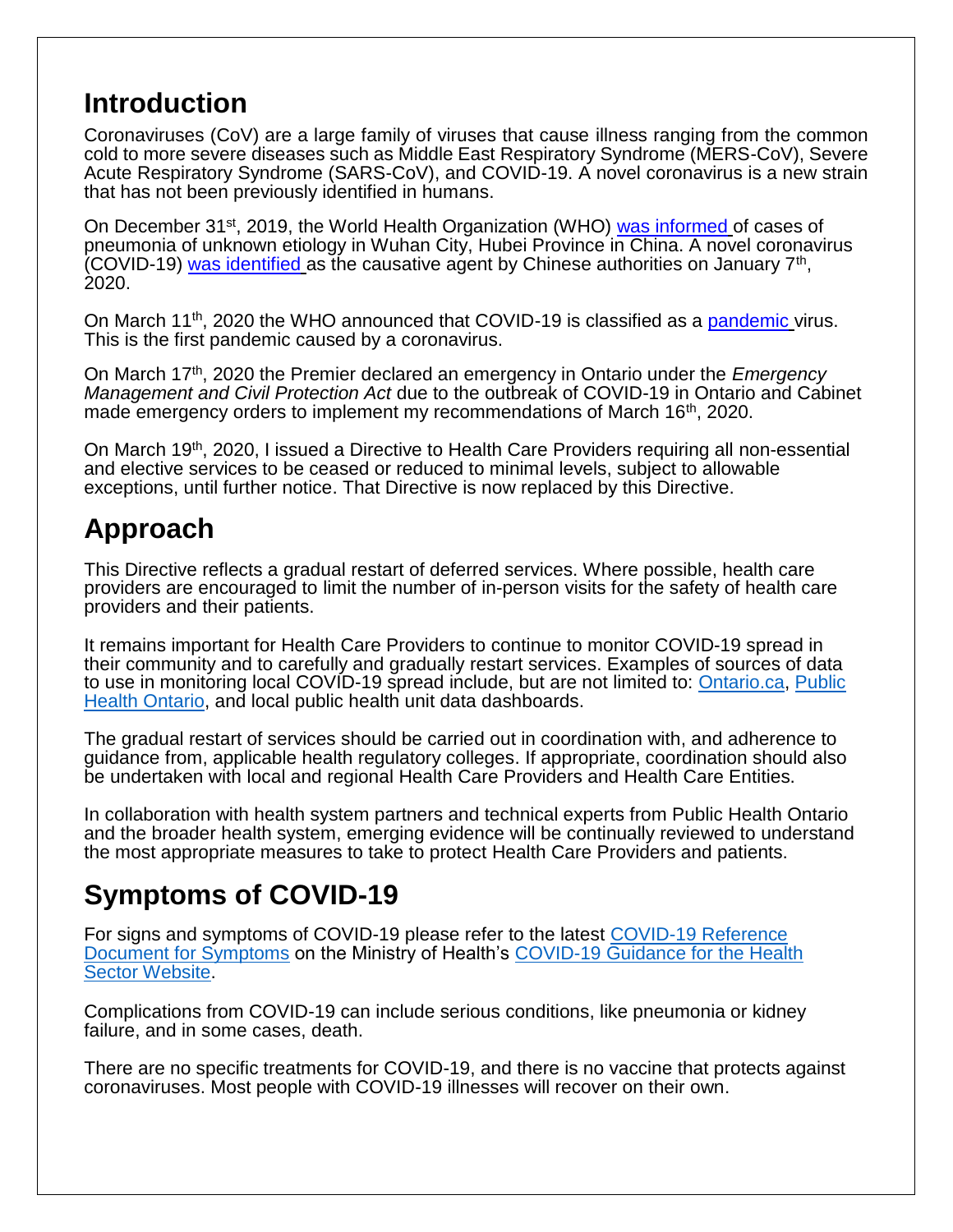## Introduction

Coronaviruses (CoV) are a large family of viruses that cause illness ranging from the common cold to more severe diseases such as Middle East Respiratory Syndrome (MERS-CoV), Severe Acute Respiratory Syndrome (SARS-CoV), and COVID-19. A novel coronavirus is a new strain that has not been previously identified in humans.

On December 31st, 2019, the World Health Organization (WHO) was informed of cases of pneumonia of unknown etiology in Wuhan City, Hubei Province in China. A novel coronavirus (COVID-19) was identified as the causative agent by Chinese authorities on January 7th, 2020.

On March 11th, 2020 the WHO announced that COVID-19 is classified as a pandemic virus. This is the first pandemic caused by a coronavirus.

On March 17th, 2020 the Premier declared an emergency in Ontario under the *Emergency Management and Civil Protection Act* due to the outbreak of COVID-19 in Ontario and Cabinet made emergency orders to implement my recommendations of March 16th, 2020.

On March 19th, 2020, I issued a Directive to Health Care Providers requiring all non-essential and elective services to be ceased or reduced to minimal levels, subject to allowable exceptions, until further notice. That Directive is now replaced by this Directive.

## Approach

This Directive reflects a gradual restart of deferred services. Where possible, health care providers are encouraged to limit the number of in-person visits for the safety of health care providers and their patients.

It remains important for Health Care Providers to continue to monitor COVID-19 spread in their community and to carefully and gradually restart services. Examples of sources of data to use in monitoring local COVID-19 spread include, but are not limited to: Ontario.ca, Public Health Ontario, and local public health unit data dashboards.

The gradual restart of services should be carried out in coordination with, and adherence to guidance from, applicable health regulatory colleges. If appropriate, coordination should also be undertaken with local and regional Health Care Providers and Health Care Entities.

In collaboration with health system partners and technical experts from Public Health Ontario and the broader health system, emerging evidence will be continually reviewed to understand the most appropriate measures to take to protect Health Care Providers and patients.

## Symptoms of COVID-19

For signs and symptoms of COVID-19 please refer to the latest COVID-19 Reference Document for Symptoms on the Ministry of Health's COVID-19 Guidance for the Health Sector Website.

Complications from COVID-19 can include serious conditions, like pneumonia or kidney failure, and in some cases, death.

There are no specific treatments for COVID-19, and there is no vaccine that protects against coronaviruses. Most people with COVID-19 illnesses will recover on their own.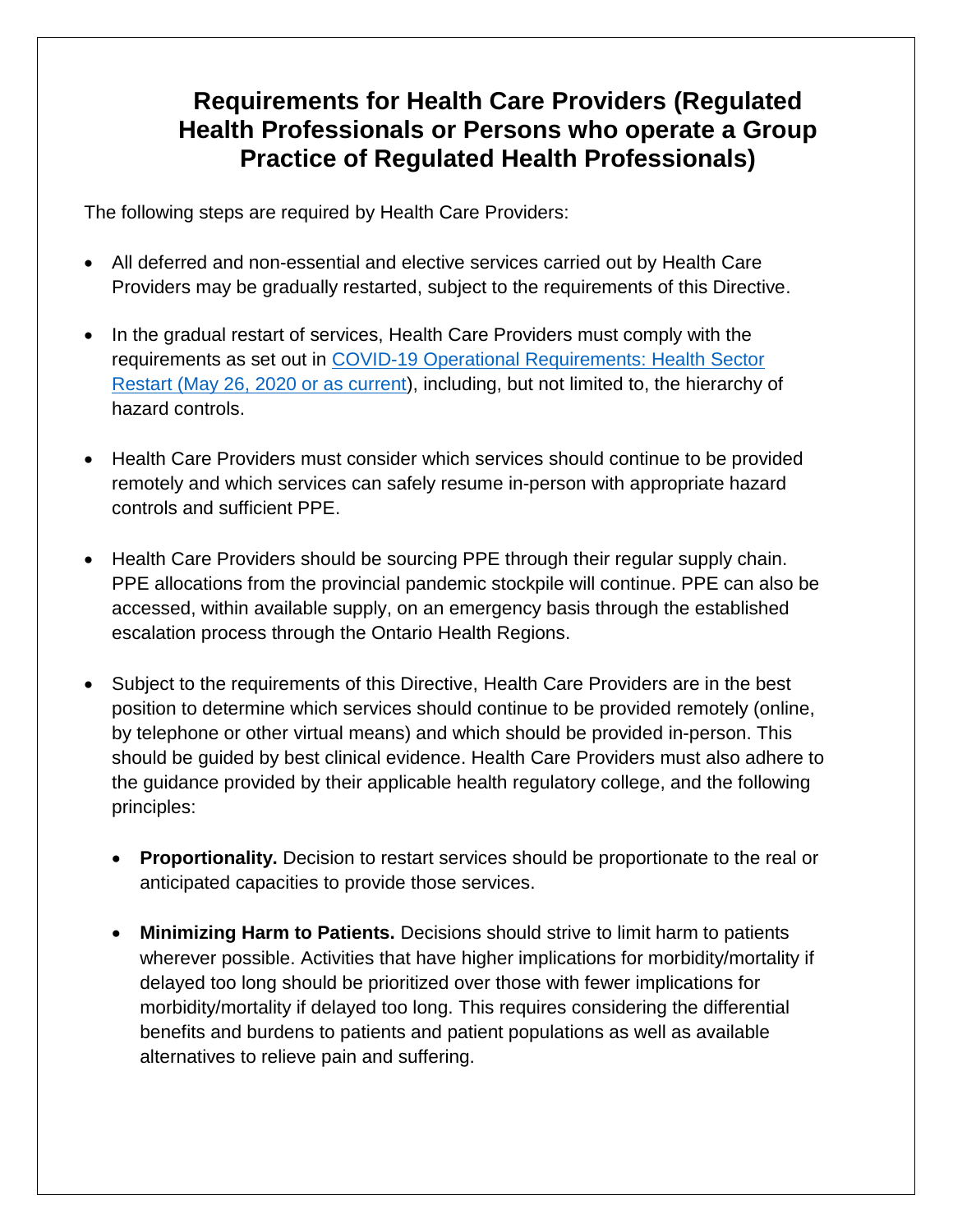# Requirements for Health Care Providers (Regulated Health Professionals or Persons who operate a Group Practice of Regulated Health Professionals)

The following steps are required by Health Care Providers:

- All deferred and non-essential and elective services carried out by Health Care Providers may be gradually restarted, subject to the requirements of this Directive.
- In the gradual restart of services, Health Care Providers must comply with the requirements as set out in COVID-19 Operational Requirements: Health Sector Restart (May 26, 2020 or as current), including, but not limited to, the hierarchy of hazard controls.
- Health Care Providers must consider which services should continue to be provided remotely and which services can safely resume in-person with appropriate hazard controls and sufficient PPE.
- Health Care Providers should be sourcing PPE through their regular supply chain. PPE allocations from the provincial pandemic stockpile will continue. PPE can also be accessed, within available supply, on an emergency basis through the established escalation process through the Ontario Health Regions.
- Subject to the requirements of this Directive, Health Care Providers are in the best position to determine which services should continue to be provided remotely (online, by telephone or other virtual means) and which should be provided in-person. This should be guided by best clinical evidence. Health Care Providers must also adhere to the guidance provided by their applicable health regulatory college, and the following principles:
  - **Proportionality.** Decision to restart services should be proportionate to the real or anticipated capacities to provide those services.
  - **Minimizing Harm to Patients.** Decisions should strive to limit harm to patients wherever possible. Activities that have higher implications for morbidity/mortality if delayed too long should be prioritized over those with fewer implications for morbidity/mortality if delayed too long. This requires considering the differential benefits and burdens to patients and patient populations as well as available alternatives to relieve pain and suffering.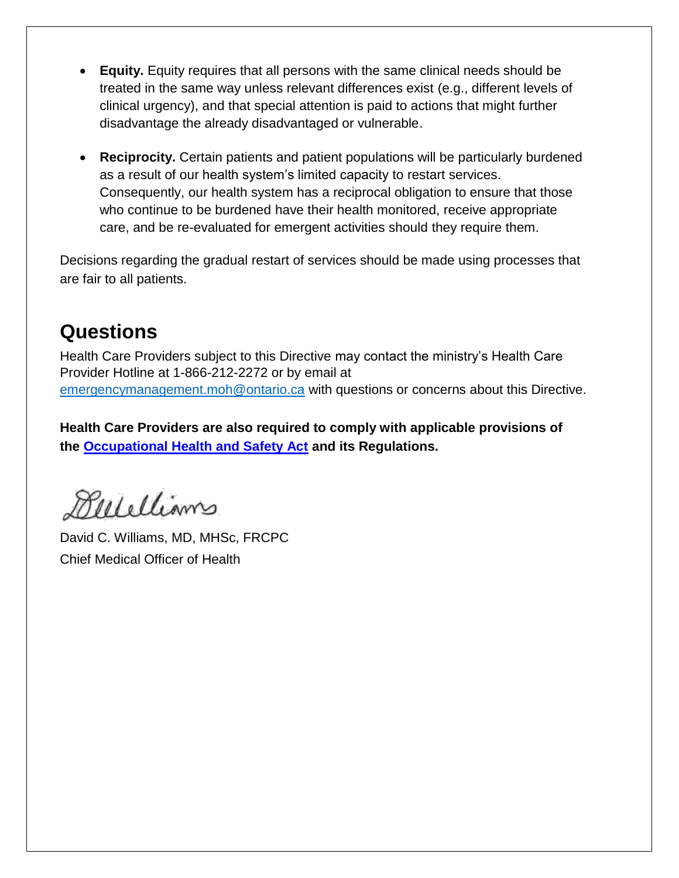- **Equity.** Equity requires that all persons with the same clinical needs should be treated in the same way unless relevant differences exist (e.g., different levels of clinical urgency), and that special attention is paid to actions that might further disadvantage the already disadvantaged or vulnerable.

- **Reciprocity.** Certain patients and patient populations will be particularly burdened as a result of our health system's limited capacity to restart services. Consequently, our health system has a reciprocal obligation to ensure that those who continue to be burdened have their health monitored, receive appropriate care, and be re-evaluated for emergent activities should they require them.

Decisions regarding the gradual restart of services should be made using processes that are fair to all patients.

## Questions

Health Care Providers subject to this Directive may contact the ministry's Health Care Provider Hotline at 1-866-212-2272 or by email at emergencymanagement.moh@ontario.ca with questions or concerns about this Directive.

**Health Care Providers are also required to comply with applicable provisions of the Occupational Health and Safety Act and its Regulations.**

DWilliams

David C. Williams, MD, MHSc, FRCPC

Chief Medical Officer of Health